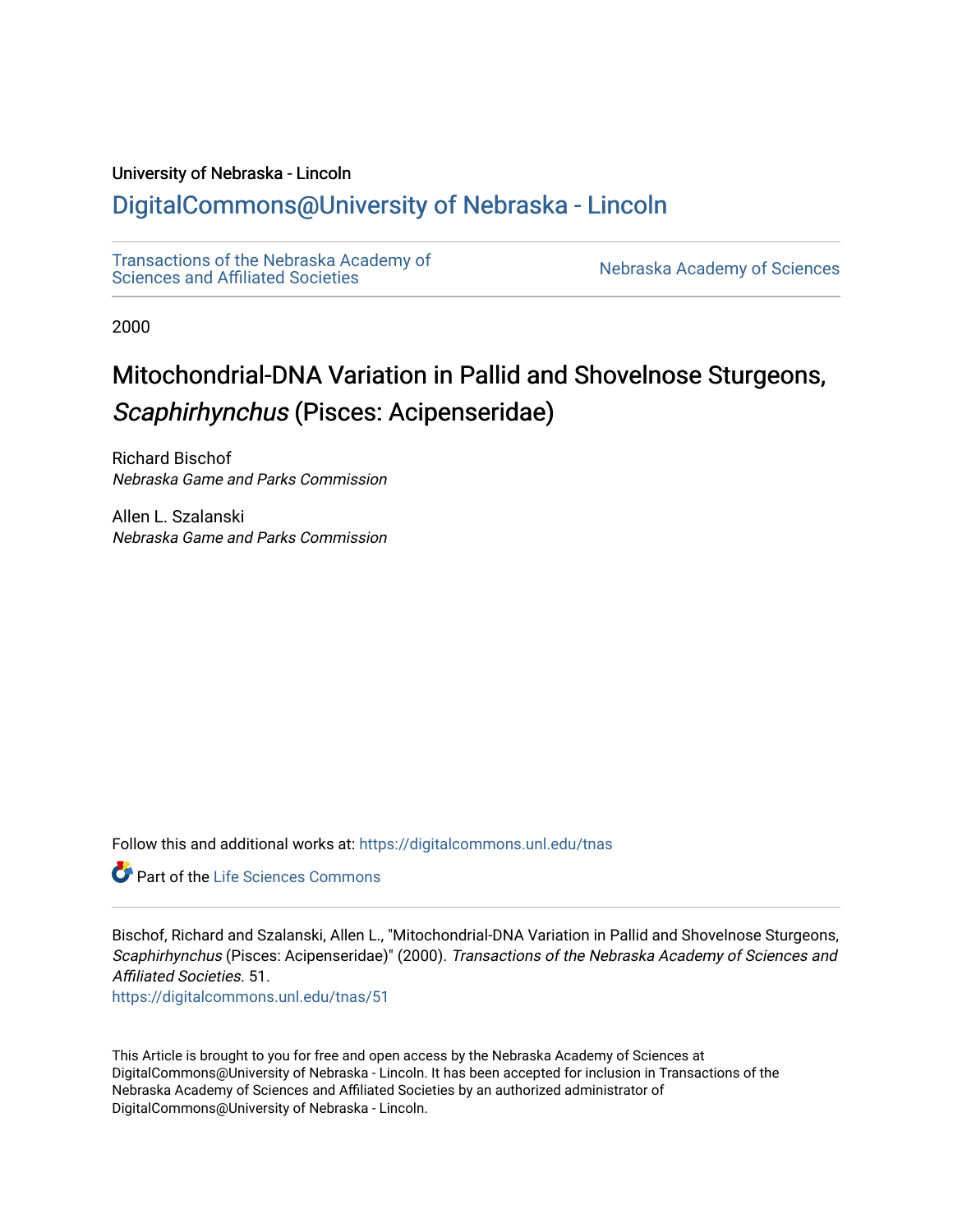University of Nebraska - Lincoln

DigitalCommons@University of Nebraska - Lincoln

Transactions of the Nebraska Academy of Sciences and Affiliated Societies

Nebraska Academy of Sciences

2000

# Mitochondrial-DNA Variation in Pallid and Shovelnose Sturgeons, *Scaphirhynchus* (Pisces: Acipenseridae)

Richard Bischof
*Nebraska Game and Parks Commission*

Allen L. Szalanski
*Nebraska Game and Parks Commission*

Follow this and additional works at: https://digitalcommons.unl.edu/tnas

Part of the Life Sciences Commons

Bischof, Richard and Szalanski, Allen L., "Mitochondrial-DNA Variation in Pallid and Shovelnose Sturgeons, *Scaphirhynchus* (Pisces: Acipenseridae)" (2000). *Transactions of the Nebraska Academy of Sciences and Affiliated Societies.* 51.
https://digitalcommons.unl.edu/tnas/51

This Article is brought to you for free and open access by the Nebraska Academy of Sciences at DigitalCommons@University of Nebraska - Lincoln. It has been accepted for inclusion in Transactions of the Nebraska Academy of Sciences and Affiliated Societies by an authorized administrator of DigitalCommons@University of Nebraska - Lincoln.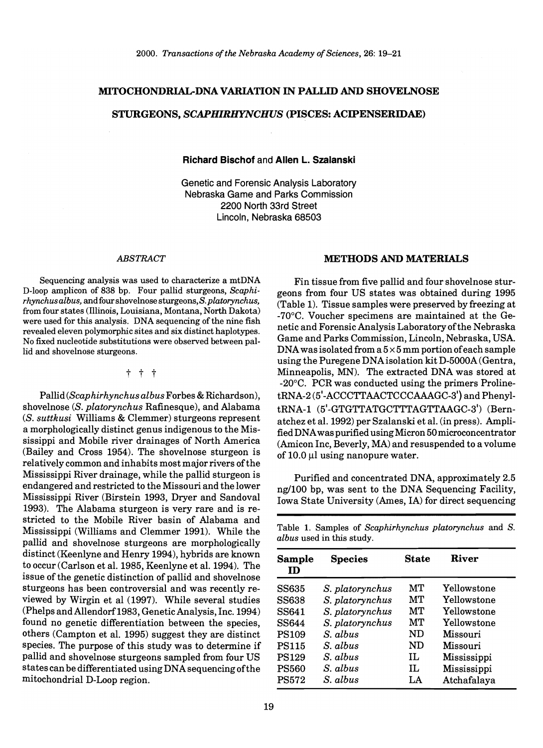MITOCHONDRIAL-DNA VARIATION IN PALLID AND SHOVELNOSE

STURGEONS, *SCAPHIRHYNCHUS* (PISCES: ACIPENSERIDAE)

**Richard Bischof** and **Allen L. Szalanski**

Genetic and Forensic Analysis Laboratory
Nebraska Game and Parks Commission
2200 North 33rd Street
Lincoln, Nebraska 68503

*ABSTRACT*

Sequencing analysis was used to characterize a mtDNA D-loop amplicon of 838 bp. Four pallid sturgeons, *Scaphirhynchus albus*, and four shovelnose sturgeons, *S. platorynchus*, from four states (Illinois, Louisiana, Montana, North Dakota) were used for this analysis. DNA sequencing of the nine fish revealed eleven polymorphic sites and six distinct haplotypes. No fixed nucleotide substitutions were observed between pallid and shovelnose sturgeons.

† † †

Pallid (*Scaphirhynchus albus* Forbes & Richardson), shovelnose (*S. platorynchus* Rafinesque), and Alabama (*S. suttkusi* Williams & Clemmer) sturgeons represent a morphologically distinct genus indigenous to the Mississippi and Mobile river drainages of North America (Bailey and Cross 1954). The shovelnose sturgeon is relatively common and inhabits most major rivers of the Mississippi River drainage, while the pallid sturgeon is endangered and restricted to the Missouri and the lower Mississippi River (Birstein 1993, Dryer and Sandoval 1993). The Alabama sturgeon is very rare and is restricted to the Mobile River basin of Alabama and Mississippi (Williams and Clemmer 1991). While the pallid and shovelnose sturgeons are morphologically distinct (Keenlyne and Henry 1994), hybrids are known to occur (Carlson et al. 1985, Keenlyne et al. 1994). The issue of the genetic distinction of pallid and shovelnose sturgeons has been controversial and was recently reviewed by Wirgin et al (1997). While several studies (Phelps and Allendorf 1983, Genetic Analysis, Inc. 1994) found no genetic differentiation between the species, others (Campton et al. 1995) suggest they are distinct species. The purpose of this study was to determine if pallid and shovelnose sturgeons sampled from four US states can be differentiated using DNA sequencing of the mitochondrial D-Loop region.

## METHODS AND MATERIALS

Fin tissue from five pallid and four shovelnose sturgeons from four US states was obtained during 1995 (Table 1). Tissue samples were preserved by freezing at -70°C. Voucher specimens are maintained at the Genetic and Forensic Analysis Laboratory of the Nebraska Game and Parks Commission, Lincoln, Nebraska, USA. DNA was isolated from a $5 \times 5$ mm portion of each sample using the Puregene DNA isolation kit D-5000A (Gentra, Minneapolis, MN). The extracted DNA was stored at -20°C. PCR was conducted using the primers Proline-tRNA-2 (5'-ACCCTTAACTCCCAAAGC-3') and Phenyl-tRNA-1 (5'-GTGTTATGCTTTAGTTAAGC-3') (Bernatchez et al. 1992) per Szalanski et al. (in press). Amplified DNA was purified using Micron 50 microconcentrator (Amicon Inc, Beverly, MA) and resuspended to a volume of 10.0 µl using nanopure water.

Purified and concentrated DNA, approximately 2.5 ng/100 bp, was sent to the DNA Sequencing Facility, Iowa State University (Ames, IA) for direct sequencing

Table 1. Samples of *Scaphirhynchus platorynchus* and *S. albus* used in this study.

| Sample ID | Species | State | River |
|---|---|---|---|
| SS635 | *S. platorynchus* | MT | Yellowstone |
| SS638 | *S. platorynchus* | MT | Yellowstone |
| SS641 | *S. platorynchus* | MT | Yellowstone |
| SS644 | *S. platorynchus* | MT | Yellowstone |
| PS109 | *S. albus* | ND | Missouri |
| PS115 | *S. albus* | ND | Missouri |
| PS129 | *S. albus* | IL | Mississippi |
| PS560 | *S. albus* | IL | Mississippi |
| PS572 | *S. albus* | LA | Atchafalaya |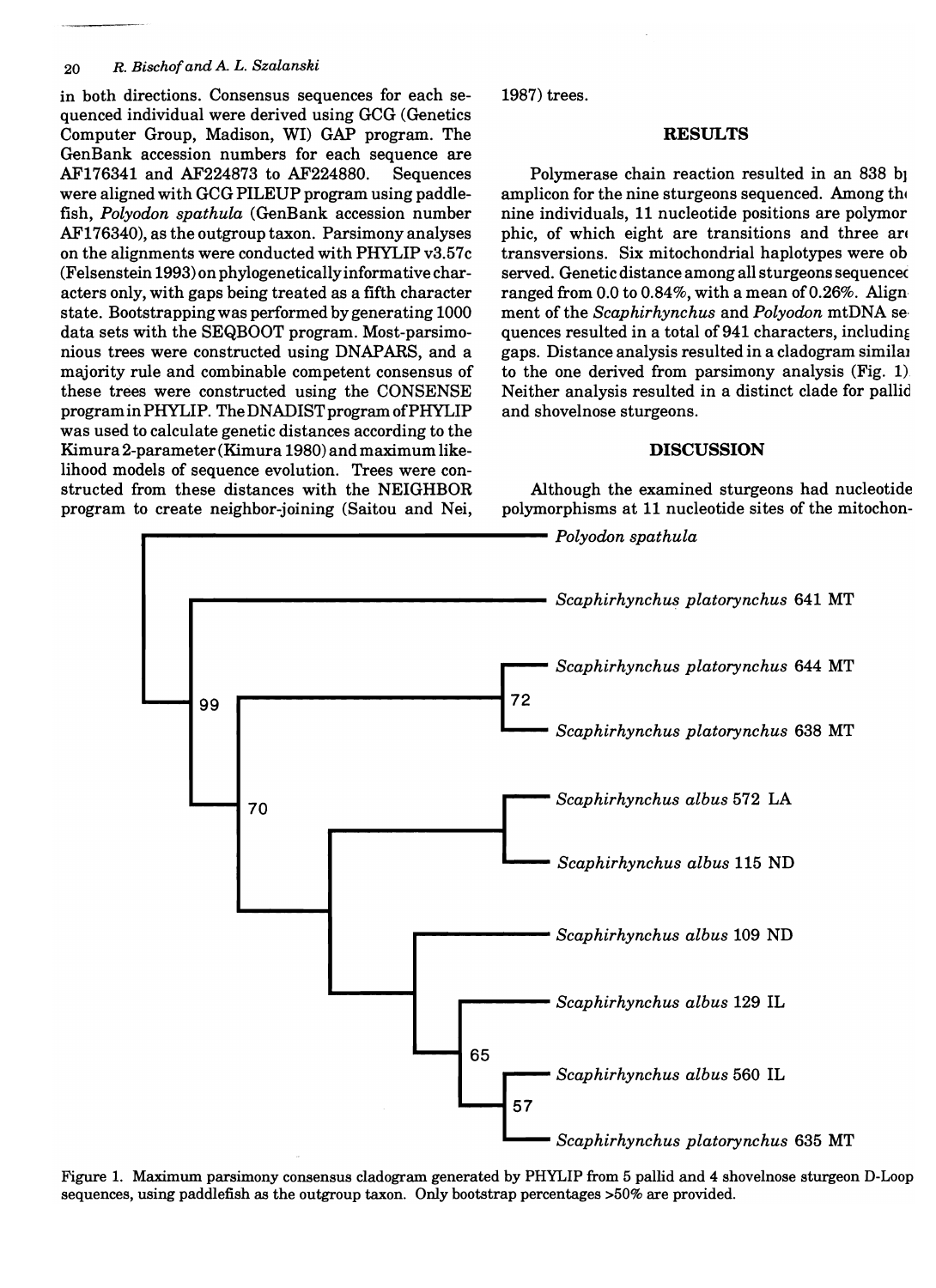in both directions. Consensus sequences for each sequenced individual were derived using GCG (Genetics Computer Group, Madison, WI) GAP program. The GenBank accession numbers for each sequence are AF176341 and AF224873 to AF224880. Sequences were aligned with GCG PILEUP program using paddlefish, *Polyodon spathula* (GenBank accession number AF176340), as the outgroup taxon. Parsimony analyses on the alignments were conducted with PHYLIP v3.57c (Felsenstein 1993) on phylogenetically informative characters only, with gaps being treated as a fifth character state. Bootstrapping was performed by generating 1000 data sets with the SEQBOOT program. Most-parsimonious trees were constructed using DNAPARS, and a majority rule and combinable competent consensus of these trees were constructed using the CONSENSE program in PHYLIP. The DNADIST program of PHYLIP was used to calculate genetic distances according to the Kimura 2-parameter (Kimura 1980) and maximum likelihood models of sequence evolution. Trees were constructed from these distances with the NEIGHBOR program to create neighbor-joining (Saitou and Nei, 1987) trees.

## RESULTS

Polymerase chain reaction resulted in an 838 bp amplicon for the nine sturgeons sequenced. Among the nine individuals, 11 nucleotide positions are polymorphic, of which eight are transitions and three are transversions. Six mitochondrial haplotypes were observed. Genetic distance among all sturgeons sequenced ranged from 0.0 to 0.84%, with a mean of 0.26%. Alignment of the *Scaphirhynchus* and *Polyodon* mtDNA sequences resulted in a total of 941 characters, including gaps. Distance analysis resulted in a cladogram similar to the one derived from parsimony analysis (Fig. 1). Neither analysis resulted in a distinct clade for pallid and shovelnose sturgeons.

## DISCUSSION

Although the examined sturgeons had nucleotide polymorphisms at 11 nucleotide sites of the mitochon-

Figure 1. Maximum parsimony consensus cladogram generated by PHYLIP from 5 pallid and 4 shovelnose sturgeon D-Loop sequences, using paddlefish as the outgroup taxon. Only bootstrap percentages >50% are provided.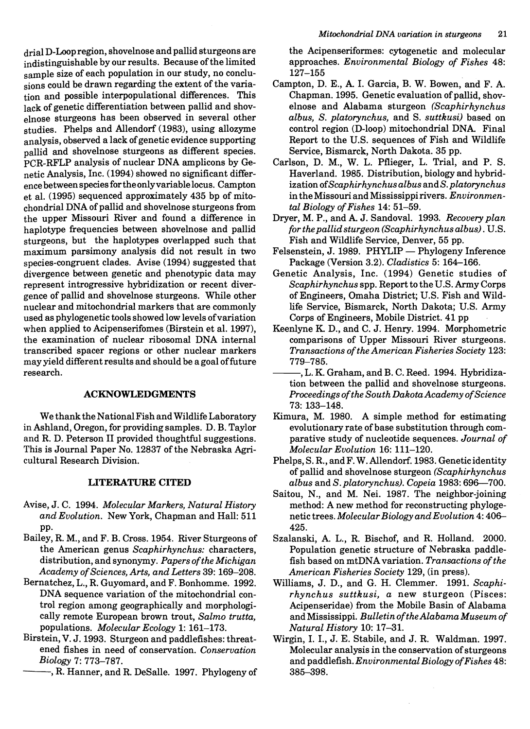drial D-Loop region, shovelnose and pallid sturgeons are indistinguishable by our results. Because of the limited sample size of each population in our study, no conclusions could be drawn regarding the extent of the variation and possible interpopulational differences. This lack of genetic differentiation between pallid and shovelnose sturgeons has been observed in several other studies. Phelps and Allendorf (1983), using allozyme analysis, observed a lack of genetic evidence supporting pallid and shovelnose sturgeons as different species. PCR-RFLP analysis of nuclear DNA amplicons by Genetic Analysis, Inc. (1994) showed no significant difference between species for the only variable locus. Campton et al. (1995) sequenced approximately 435 bp of mitochondrial DNA of pallid and shovelnose sturgeons from the upper Missouri River and found a difference in haplotype frequencies between shovelnose and pallid sturgeons, but the haplotypes overlapped such that maximum parsimony analysis did not result in two species-congruent clades. Avise (1994) suggested that divergence between genetic and phenotypic data may represent introgressive hybridization or recent divergence of pallid and shovelnose sturgeons. While other nuclear and mitochondrial markers that are commonly used as phylogenetic tools showed low levels of variation when applied to Acipenserifomes (Birstein et al. 1997), the examination of nuclear ribosomal DNA internal transcribed spacer regions or other nuclear markers may yield different results and should be a goal of future research.

## ACKNOWLEDGMENTS

We thank the National Fish and Wildlife Laboratory in Ashland, Oregon, for providing samples. D. B. Taylor and R. D. Peterson II provided thoughtful suggestions. This is Journal Paper No. 12837 of the Nebraska Agricultural Research Division.

## LITERATURE CITED

Avise, J. C. 1994. *Molecular Markers, Natural History and Evolution.* New York, Chapman and Hall: 511 pp.

Bailey, R. M., and F. B. Cross. 1954. River Sturgeons of the American genus *Scaphirhynchus:* characters, distribution, and synonymy. *Papers of the Michigan Academy of Sciences, Arts, and Letters* 39: 169–208.

Bernatchez, L., R. Guyomard, and F. Bonhomme. 1992. DNA sequence variation of the mitochondrial control region among geographically and morphologically remote European brown trout, *Salmo trutta,* populations. *Molecular Ecology* 1: 161–173.

Birstein, V. J. 1993. Sturgeon and paddlefishes: threatened fishes in need of conservation. *Conservation Biology* 7: 773–787.

———, R. Hanner, and R. DeSalle. 1997. Phylogeny of the Acipenseriformes: cytogenetic and molecular approaches. *Environmental Biology of Fishes* 48: 127–155

Campton, D. E., A. I. Garcia, B. W. Bowen, and F. A. Chapman. 1995. Genetic evaluation of pallid, shovelnose and Alabama sturgeon *(Scaphirhynchus albus, S. platorynchus,* and S. *suttkusi)* based on control region (D-loop) mitochondrial DNA. Final Report to the U.S. sequences of Fish and Wildlife Service, Bismarck, North Dakota. 35 pp.

Carlson, D. M., W. L. Pflieger, L. Trial, and P. S. Haverland. 1985. Distribution, biology and hybridization of *Scaphirhynchus albus* and *S. platorynchus* in the Missouri and Mississippi rivers. *Environmental Biology of Fishes* 14: 51–59.

Dryer, M. P., and A. J. Sandoval. 1993. *Recovery plan for the pallid sturgeon (Scaphirhynchus albus)*. U.S. Fish and Wildlife Service, Denver, 55 pp.

Felsenstein, J. 1989. PHYLIP — Phylogeny Inference Package (Version 3.2). *Cladistics* 5: 164–166.

Genetic Analysis, Inc. (1994) Genetic studies of *Scaphirhynchus* spp. Report to the U.S. Army Corps of Engineers, Omaha District; U.S. Fish and Wildlife Service, Bismarck, North Dakota; U.S. Army Corps of Engineers, Mobile District. 41 pp

Keenlyne K. D., and C. J. Henry. 1994. Morphometric comparisons of Upper Missouri River sturgeons. *Transactions of the American Fisheries Society* 123: 779–785.

———, L. K. Graham, and B. C. Reed. 1994. Hybridization between the pallid and shovelnose sturgeons. *Proceedings of the South Dakota Academy of Science* 73: 133–148.

Kimura, M. 1980. A simple method for estimating evolutionary rate of base substitution through comparative study of nucleotide sequences. *Journal of Molecular Evolution* 16: 111–120.

Phelps, S. R., and F. W. Allendorf. 1983. Genetic identity of pallid and shovelnose sturgeon *(Scaphirhynchus albus* and *S. platorynchus). Copeia* 1983: 696—700.

Saitou, N., and M. Nei. 1987. The neighbor-joining method: A new method for reconstructing phylogenetic trees. *Molecular Biology and Evolution* 4: 406–425.

Szalanski, A. L., R. Bischof, and R. Holland. 2000. Population genetic structure of Nebraska paddlefish based on mtDNA variation. *Transactions of the American Fisheries Society* 129, (in press).

Williams, J. D., and G. H. Clemmer. 1991. *Scaphirhynchus suttkusi, a* new sturgeon (Pisces: Acipenseridae) from the Mobile Basin of Alabama and Mississippi. *Bulletin of the Alabama Museum of Natural History* 10: 17–31.

Wirgin, I. I., J. E. Stabile, and J. R. Waldman. 1997. Molecular analysis in the conservation of sturgeons and paddlefish. *Environmental Biology of Fishes* 48: 385–398.